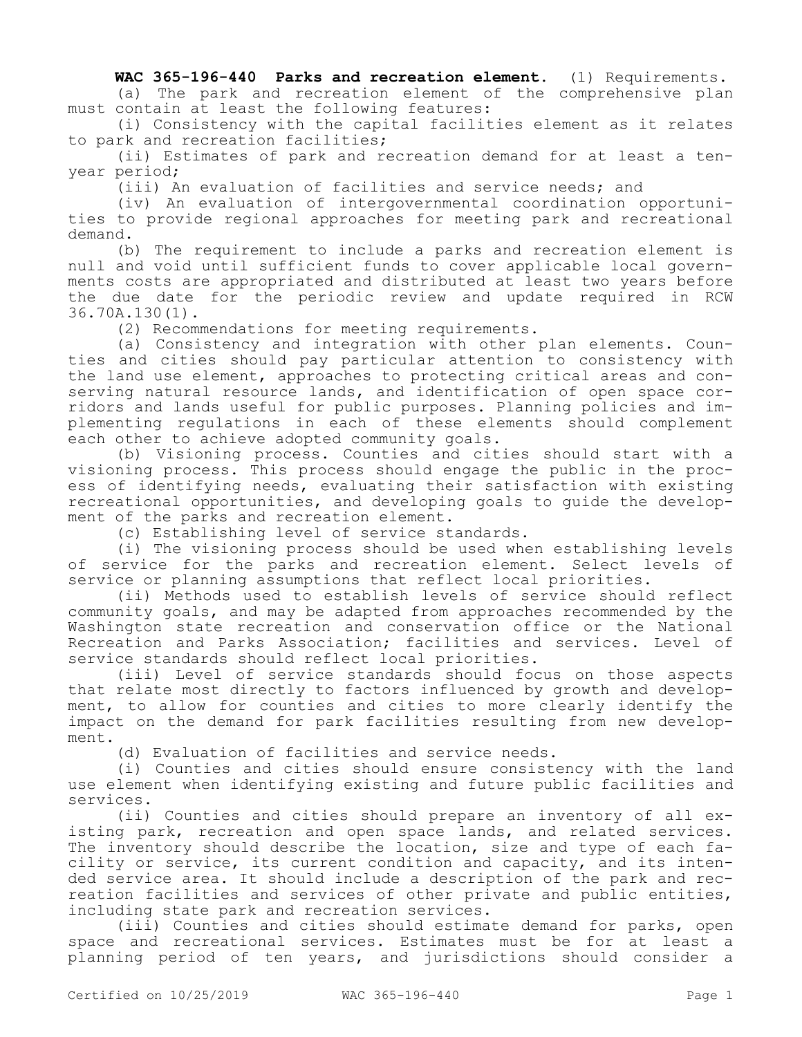**WAC 365-196-440 Parks and recreation element.** (1) Requirements.

(a) The park and recreation element of the comprehensive plan must contain at least the following features:

(i) Consistency with the capital facilities element as it relates to park and recreation facilities;

(ii) Estimates of park and recreation demand for at least a ten-year period;

(iii) An evaluation of facilities and service needs; and

(iv) An evaluation of intergovernmental coordination opportunities to provide regional approaches for meeting park and recreational demand.

(b) The requirement to include a parks and recreation element is null and void until sufficient funds to cover applicable local governments costs are appropriated and distributed at least two years before the due date for the periodic review and update required in RCW 36.70A.130(1).

(2) Recommendations for meeting requirements.

(a) Consistency and integration with other plan elements. Counties and cities should pay particular attention to consistency with the land use element, approaches to protecting critical areas and conserving natural resource lands, and identification of open space corridors and lands useful for public purposes. Planning policies and implementing regulations in each of these elements should complement each other to achieve adopted community goals.

(b) Visioning process. Counties and cities should start with a visioning process. This process should engage the public in the process of identifying needs, evaluating their satisfaction with existing recreational opportunities, and developing goals to guide the development of the parks and recreation element.

(c) Establishing level of service standards.

(i) The visioning process should be used when establishing levels of service for the parks and recreation element. Select levels of service or planning assumptions that reflect local priorities.

(ii) Methods used to establish levels of service should reflect community goals, and may be adapted from approaches recommended by the Washington state recreation and conservation office or the National Recreation and Parks Association; facilities and services. Level of service standards should reflect local priorities.

(iii) Level of service standards should focus on those aspects that relate most directly to factors influenced by growth and development, to allow for counties and cities to more clearly identify the impact on the demand for park facilities resulting from new development.

(d) Evaluation of facilities and service needs.

(i) Counties and cities should ensure consistency with the land use element when identifying existing and future public facilities and services.

(ii) Counties and cities should prepare an inventory of all existing park, recreation and open space lands, and related services. The inventory should describe the location, size and type of each facility or service, its current condition and capacity, and its intended service area. It should include a description of the park and recreation facilities and services of other private and public entities, including state park and recreation services.

(iii) Counties and cities should estimate demand for parks, open space and recreational services. Estimates must be for at least a planning period of ten years, and jurisdictions should consider a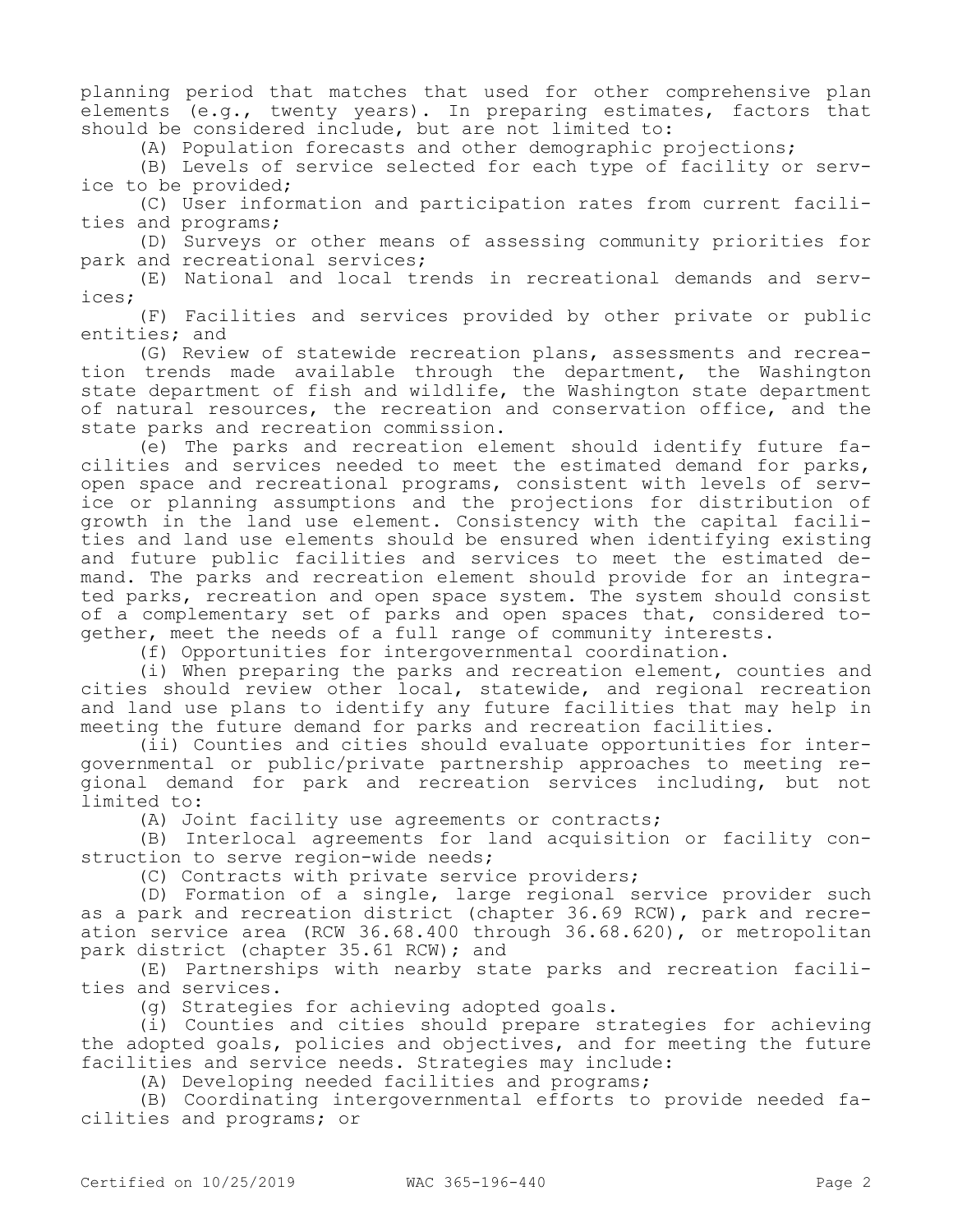planning period that matches that used for other comprehensive plan elements (e.g., twenty years). In preparing estimates, factors that should be considered include, but are not limited to:

(A) Population forecasts and other demographic projections;

(B) Levels of service selected for each type of facility or service to be provided;

(C) User information and participation rates from current facilities and programs;

(D) Surveys or other means of assessing community priorities for park and recreational services;

(E) National and local trends in recreational demands and services;

(F) Facilities and services provided by other private or public entities; and

(G) Review of statewide recreation plans, assessments and recreation trends made available through the department, the Washington state department of fish and wildlife, the Washington state department of natural resources, the recreation and conservation office, and the state parks and recreation commission.

(e) The parks and recreation element should identify future facilities and services needed to meet the estimated demand for parks, open space and recreational programs, consistent with levels of service or planning assumptions and the projections for distribution of growth in the land use element. Consistency with the capital facilities and land use elements should be ensured when identifying existing and future public facilities and services to meet the estimated demand. The parks and recreation element should provide for an integrated parks, recreation and open space system. The system should consist of a complementary set of parks and open spaces that, considered together, meet the needs of a full range of community interests.

(f) Opportunities for intergovernmental coordination.

(i) When preparing the parks and recreation element, counties and cities should review other local, statewide, and regional recreation and land use plans to identify any future facilities that may help in meeting the future demand for parks and recreation facilities.

(ii) Counties and cities should evaluate opportunities for intergovernmental or public/private partnership approaches to meeting regional demand for park and recreation services including, but not limited to:

(A) Joint facility use agreements or contracts;

(B) Interlocal agreements for land acquisition or facility construction to serve region-wide needs;

(C) Contracts with private service providers;

(D) Formation of a single, large regional service provider such as a park and recreation district (chapter 36.69 RCW), park and recreation service area (RCW 36.68.400 through 36.68.620), or metropolitan park district (chapter 35.61 RCW); and

(E) Partnerships with nearby state parks and recreation facilities and services.

(g) Strategies for achieving adopted goals.

(i) Counties and cities should prepare strategies for achieving the adopted goals, policies and objectives, and for meeting the future facilities and service needs. Strategies may include:

(A) Developing needed facilities and programs;

(B) Coordinating intergovernmental efforts to provide needed facilities and programs; or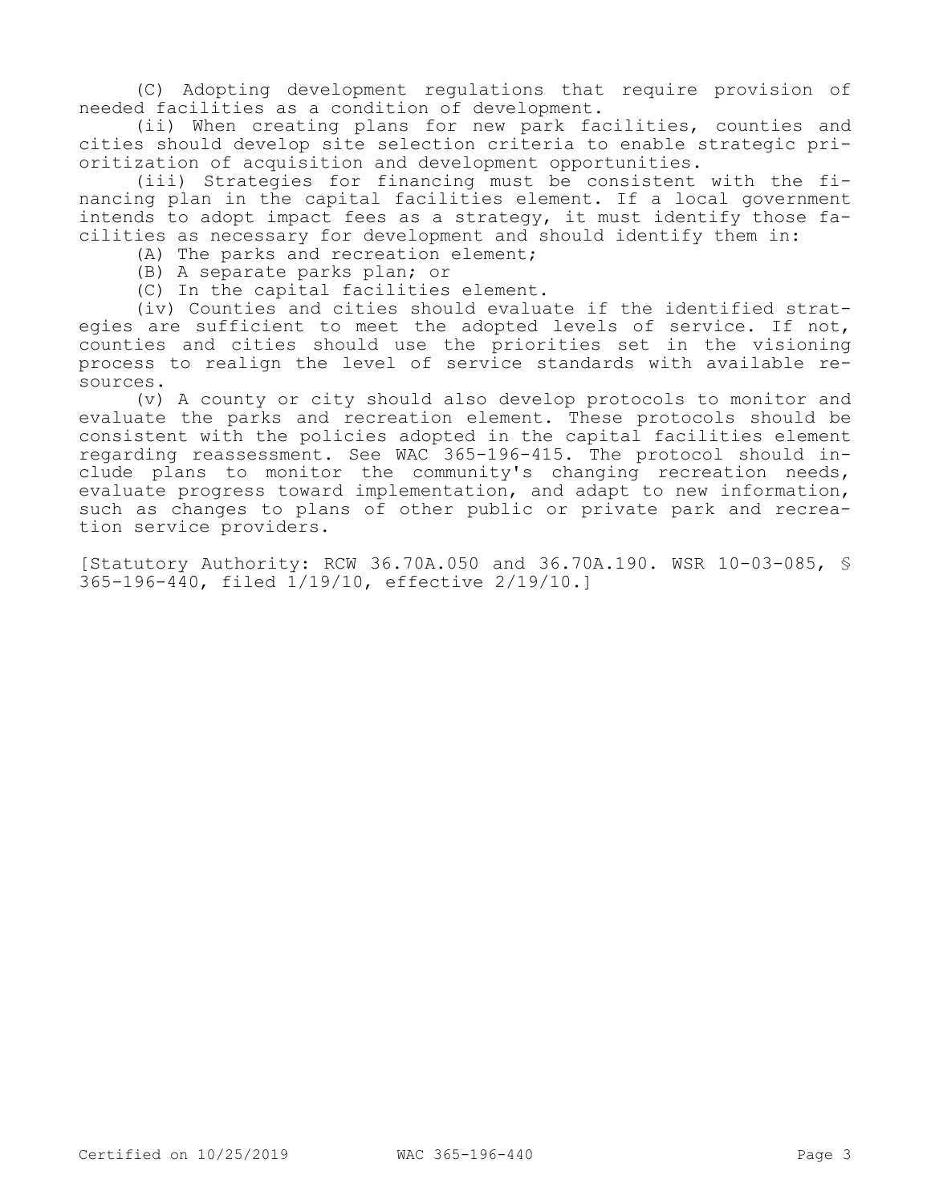(C) Adopting development regulations that require provision of needed facilities as a condition of development.

(ii) When creating plans for new park facilities, counties and cities should develop site selection criteria to enable strategic prioritization of acquisition and development opportunities.

(iii) Strategies for financing must be consistent with the financing plan in the capital facilities element. If a local government intends to adopt impact fees as a strategy, it must identify those facilities as necessary for development and should identify them in:

(A) The parks and recreation element;

(B) A separate parks plan; or

(C) In the capital facilities element.

(iv) Counties and cities should evaluate if the identified strategies are sufficient to meet the adopted levels of service. If not, counties and cities should use the priorities set in the visioning process to realign the level of service standards with available resources.

(v) A county or city should also develop protocols to monitor and evaluate the parks and recreation element. These protocols should be consistent with the policies adopted in the capital facilities element regarding reassessment. See WAC 365-196-415. The protocol should include plans to monitor the community's changing recreation needs, evaluate progress toward implementation, and adapt to new information, such as changes to plans of other public or private park and recreation service providers.

[Statutory Authority: RCW 36.70A.050 and 36.70A.190. WSR 10-03-085, § 365-196-440, filed 1/19/10, effective 2/19/10.]